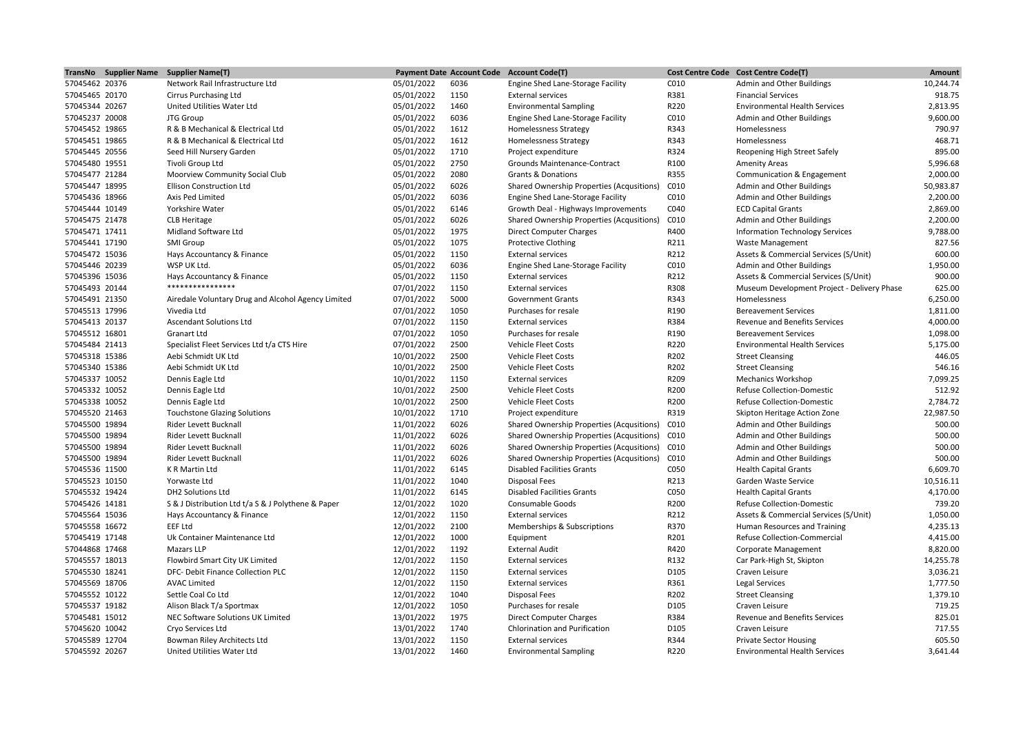| TransNo | Supplier Name | Supplier Name(T) | Payment Date | Account Code | Account Code(T) | Cost Centre Code | Cost Centre Code(T) | Amount |
|---|---|---|---|---|---|---|---|---|
| 57045462 | 20376 | Network Rail Infrastructure Ltd | 05/01/2022 | 6036 | Engine Shed Lane-Storage Facility | C010 | Admin and Other Buildings | 10,244.74 |
| 57045465 | 20170 | Cirrus Purchasing Ltd | 05/01/2022 | 1150 | External services | R381 | Financial Services | 918.75 |
| 57045344 | 20267 | United Utilities Water Ltd | 05/01/2022 | 1460 | Environmental Sampling | R220 | Environmental Health Services | 2,813.95 |
| 57045237 | 20008 | JTG Group | 05/01/2022 | 6036 | Engine Shed Lane-Storage Facility | C010 | Admin and Other Buildings | 9,600.00 |
| 57045452 | 19865 | R & B Mechanical & Electrical Ltd | 05/01/2022 | 1612 | Homelessness Strategy | R343 | Homelessness | 790.97 |
| 57045451 | 19865 | R & B Mechanical & Electrical Ltd | 05/01/2022 | 1612 | Homelessness Strategy | R343 | Homelessness | 468.71 |
| 57045445 | 20556 | Seed Hill Nursery Garden | 05/01/2022 | 1710 | Project expenditure | R324 | Reopening High Street Safely | 895.00 |
| 57045480 | 19551 | Tivoli Group Ltd | 05/01/2022 | 2750 | Grounds Maintenance-Contract | R100 | Amenity Areas | 5,996.68 |
| 57045477 | 21284 | Moorview Community Social Club | 05/01/2022 | 2080 | Grants & Donations | R355 | Communication & Engagement | 2,000.00 |
| 57045447 | 18995 | Ellison Construction Ltd | 05/01/2022 | 6026 | Shared Ownership Properties (Acqusitions) | C010 | Admin and Other Buildings | 50,983.87 |
| 57045436 | 18966 | Axis Ped Limited | 05/01/2022 | 6036 | Engine Shed Lane-Storage Facility | C010 | Admin and Other Buildings | 2,200.00 |
| 57045444 | 10149 | Yorkshire Water | 05/01/2022 | 6146 | Growth Deal - Highways Improvements | C040 | ECD Capital Grants | 2,869.00 |
| 57045475 | 21478 | CLB Heritage | 05/01/2022 | 6026 | Shared Ownership Properties (Acqusitions) | C010 | Admin and Other Buildings | 2,200.00 |
| 57045471 | 17411 | Midland Software Ltd | 05/01/2022 | 1975 | Direct Computer Charges | R400 | Information Technology Services | 9,788.00 |
| 57045441 | 17190 | SMI Group | 05/01/2022 | 1075 | Protective Clothing | R211 | Waste Management | 827.56 |
| 57045472 | 15036 | Hays Accountancy & Finance | 05/01/2022 | 1150 | External services | R212 | Assets & Commercial Services (S/Unit) | 600.00 |
| 57045446 | 20239 | WSP UK Ltd. | 05/01/2022 | 6036 | Engine Shed Lane-Storage Facility | C010 | Admin and Other Buildings | 1,950.00 |
| 57045396 | 15036 | Hays Accountancy & Finance | 05/01/2022 | 1150 | External services | R212 | Assets & Commercial Services (S/Unit) | 900.00 |
| 57045493 | 20144 | **************** | 07/01/2022 | 1150 | External services | R308 | Museum Development Project - Delivery Phase | 625.00 |
| 57045491 | 21350 | Airedale Voluntary Drug and Alcohol Agency Limited | 07/01/2022 | 5000 | Government Grants | R343 | Homelessness | 6,250.00 |
| 57045513 | 17996 | Vivedia Ltd | 07/01/2022 | 1050 | Purchases for resale | R190 | Bereavement Services | 1,811.00 |
| 57045413 | 20137 | Ascendant Solutions Ltd | 07/01/2022 | 1150 | External services | R384 | Revenue and Benefits Services | 4,000.00 |
| 57045512 | 16801 | Granart Ltd | 07/01/2022 | 1050 | Purchases for resale | R190 | Bereavement Services | 1,098.00 |
| 57045484 | 21413 | Specialist Fleet Services Ltd t/a CTS Hire | 07/01/2022 | 2500 | Vehicle Fleet Costs | R220 | Environmental Health Services | 5,175.00 |
| 57045318 | 15386 | Aebi Schmidt UK Ltd | 10/01/2022 | 2500 | Vehicle Fleet Costs | R202 | Street Cleansing | 446.05 |
| 57045340 | 15386 | Aebi Schmidt UK Ltd | 10/01/2022 | 2500 | Vehicle Fleet Costs | R202 | Street Cleansing | 546.16 |
| 57045337 | 10052 | Dennis Eagle Ltd | 10/01/2022 | 1150 | External services | R209 | Mechanics Workshop | 7,099.25 |
| 57045332 | 10052 | Dennis Eagle Ltd | 10/01/2022 | 2500 | Vehicle Fleet Costs | R200 | Refuse Collection-Domestic | 512.92 |
| 57045338 | 10052 | Dennis Eagle Ltd | 10/01/2022 | 2500 | Vehicle Fleet Costs | R200 | Refuse Collection-Domestic | 2,784.72 |
| 57045520 | 21463 | Touchstone Glazing Solutions | 10/01/2022 | 1710 | Project expenditure | R319 | Skipton Heritage Action Zone | 22,987.50 |
| 57045500 | 19894 | Rider Levett Bucknall | 11/01/2022 | 6026 | Shared Ownership Properties (Acqusitions) | C010 | Admin and Other Buildings | 500.00 |
| 57045500 | 19894 | Rider Levett Bucknall | 11/01/2022 | 6026 | Shared Ownership Properties (Acqusitions) | C010 | Admin and Other Buildings | 500.00 |
| 57045500 | 19894 | Rider Levett Bucknall | 11/01/2022 | 6026 | Shared Ownership Properties (Acqusitions) | C010 | Admin and Other Buildings | 500.00 |
| 57045500 | 19894 | Rider Levett Bucknall | 11/01/2022 | 6026 | Shared Ownership Properties (Acqusitions) | C010 | Admin and Other Buildings | 500.00 |
| 57045536 | 11500 | K R Martin Ltd | 11/01/2022 | 6145 | Disabled Facilities Grants | C050 | Health Capital Grants | 6,609.70 |
| 57045523 | 10150 | Yorwaste Ltd | 11/01/2022 | 1040 | Disposal Fees | R213 | Garden Waste Service | 10,516.11 |
| 57045532 | 19424 | DH2 Solutions Ltd | 11/01/2022 | 6145 | Disabled Facilities Grants | C050 | Health Capital Grants | 4,170.00 |
| 57045426 | 14181 | S & J Distribution Ltd t/a S & J Polythene & Paper | 12/01/2022 | 1020 | Consumable Goods | R200 | Refuse Collection-Domestic | 739.20 |
| 57045564 | 15036 | Hays Accountancy & Finance | 12/01/2022 | 1150 | External services | R212 | Assets & Commercial Services (S/Unit) | 1,050.00 |
| 57045558 | 16672 | EEF Ltd | 12/01/2022 | 2100 | Memberships & Subscriptions | R370 | Human Resources and Training | 4,235.13 |
| 57045419 | 17148 | Uk Container Maintenance Ltd | 12/01/2022 | 1000 | Equipment | R201 | Refuse Collection-Commercial | 4,415.00 |
| 57044868 | 17468 | Mazars LLP | 12/01/2022 | 1192 | External Audit | R420 | Corporate Management | 8,820.00 |
| 57045557 | 18013 | Flowbird Smart City UK Limited | 12/01/2022 | 1150 | External services | R132 | Car Park-High St, Skipton | 14,255.78 |
| 57045530 | 18241 | DFC- Debit Finance Collection PLC | 12/01/2022 | 1150 | External services | D105 | Craven Leisure | 3,036.21 |
| 57045569 | 18706 | AVAC Limited | 12/01/2022 | 1150 | External services | R361 | Legal Services | 1,777.50 |
| 57045552 | 10122 | Settle Coal Co Ltd | 12/01/2022 | 1040 | Disposal Fees | R202 | Street Cleansing | 1,379.10 |
| 57045537 | 19182 | Alison Black T/a Sportmax | 12/01/2022 | 1050 | Purchases for resale | D105 | Craven Leisure | 719.25 |
| 57045481 | 15012 | NEC Software Solutions UK Limited | 13/01/2022 | 1975 | Direct Computer Charges | R384 | Revenue and Benefits Services | 825.01 |
| 57045620 | 10042 | Cryo Services Ltd | 13/01/2022 | 1740 | Chlorination and Purification | D105 | Craven Leisure | 717.55 |
| 57045589 | 12704 | Bowman Riley Architects Ltd | 13/01/2022 | 1150 | External services | R344 | Private Sector Housing | 605.50 |
| 57045592 | 20267 | United Utilities Water Ltd | 13/01/2022 | 1460 | Environmental Sampling | R220 | Environmental Health Services | 3,641.44 |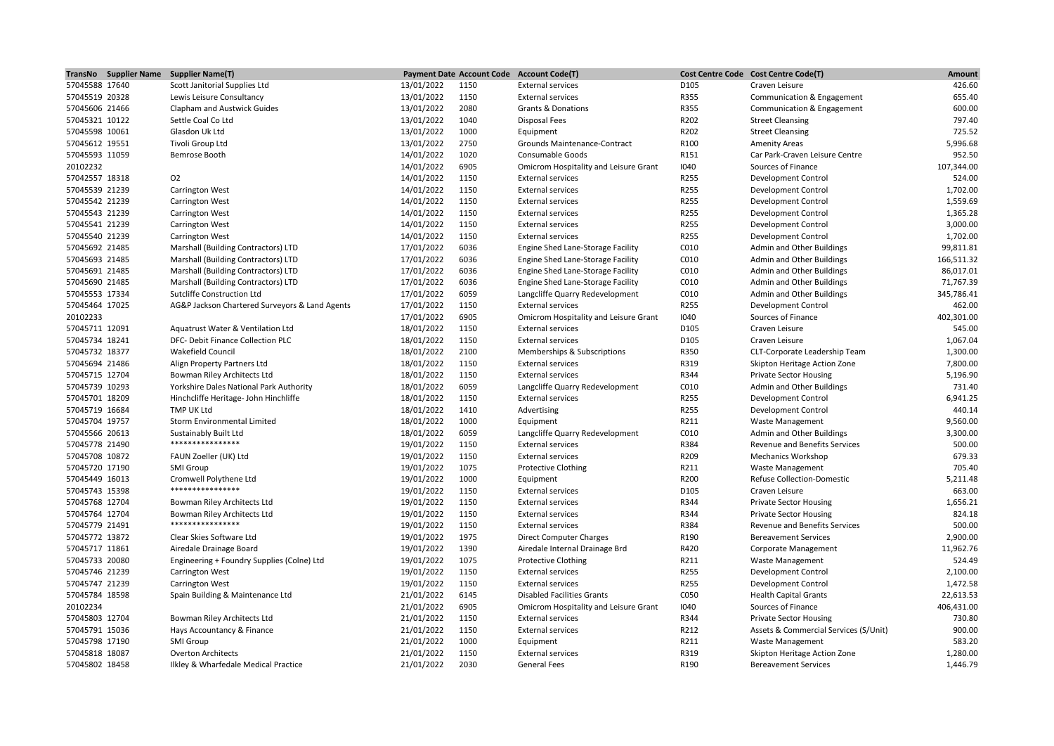| TransNo | Supplier Name | Supplier Name(T) | Payment Date | Account Code | Account Code(T) | Cost Centre Code | Cost Centre Code(T) | Amount |
|---|---|---|---|---|---|---|---|---|
| 57045588 | 17640 | Scott Janitorial Supplies Ltd | 13/01/2022 | 1150 | External services | D105 | Craven Leisure | 426.60 |
| 57045519 | 20328 | Lewis Leisure Consultancy | 13/01/2022 | 1150 | External services | R355 | Communication & Engagement | 655.40 |
| 57045606 | 21466 | Clapham and Austwick Guides | 13/01/2022 | 2080 | Grants & Donations | R355 | Communication & Engagement | 600.00 |
| 57045321 | 10122 | Settle Coal Co Ltd | 13/01/2022 | 1040 | Disposal Fees | R202 | Street Cleansing | 797.40 |
| 57045598 | 10061 | Glasdon Uk Ltd | 13/01/2022 | 1000 | Equipment | R202 | Street Cleansing | 725.52 |
| 57045612 | 19551 | Tivoli Group Ltd | 13/01/2022 | 2750 | Grounds Maintenance-Contract | R100 | Amenity Areas | 5,996.68 |
| 57045593 | 11059 | Bemrose Booth | 14/01/2022 | 1020 | Consumable Goods | R151 | Car Park-Craven Leisure Centre | 952.50 |
| 20102232 | | | 14/01/2022 | 6905 | Omicrom Hospitality and Leisure Grant | I040 | Sources of Finance | 107,344.00 |
| 57042557 | 18318 | O2 | 14/01/2022 | 1150 | External services | R255 | Development Control | 524.00 |
| 57045539 | 21239 | Carrington West | 14/01/2022 | 1150 | External services | R255 | Development Control | 1,702.00 |
| 57045542 | 21239 | Carrington West | 14/01/2022 | 1150 | External services | R255 | Development Control | 1,559.69 |
| 57045543 | 21239 | Carrington West | 14/01/2022 | 1150 | External services | R255 | Development Control | 1,365.28 |
| 57045541 | 21239 | Carrington West | 14/01/2022 | 1150 | External services | R255 | Development Control | 3,000.00 |
| 57045540 | 21239 | Carrington West | 14/01/2022 | 1150 | External services | R255 | Development Control | 1,702.00 |
| 57045692 | 21485 | Marshall (Building Contractors) LTD | 17/01/2022 | 6036 | Engine Shed Lane-Storage Facility | C010 | Admin and Other Buildings | 99,811.81 |
| 57045693 | 21485 | Marshall (Building Contractors) LTD | 17/01/2022 | 6036 | Engine Shed Lane-Storage Facility | C010 | Admin and Other Buildings | 166,511.32 |
| 57045691 | 21485 | Marshall (Building Contractors) LTD | 17/01/2022 | 6036 | Engine Shed Lane-Storage Facility | C010 | Admin and Other Buildings | 86,017.01 |
| 57045690 | 21485 | Marshall (Building Contractors) LTD | 17/01/2022 | 6036 | Engine Shed Lane-Storage Facility | C010 | Admin and Other Buildings | 71,767.39 |
| 57045553 | 17334 | Sutcliffe Construction Ltd | 17/01/2022 | 6059 | Langcliffe Quarry Redevelopment | C010 | Admin and Other Buildings | 345,786.41 |
| 57045464 | 17025 | AG&P Jackson Chartered Surveyors & Land Agents | 17/01/2022 | 1150 | External services | R255 | Development Control | 462.00 |
| 20102233 | | | 17/01/2022 | 6905 | Omicron Hospitality and Leisure Grant | I040 | Sources of Finance | 402,301.00 |
| 57045711 | 12091 | Aquatrust Water & Ventilation Ltd | 18/01/2022 | 1150 | External services | D105 | Craven Leisure | 545.00 |
| 57045734 | 18241 | DFC- Debit Finance Collection PLC | 18/01/2022 | 1150 | External services | D105 | Craven Leisure | 1,067.04 |
| 57045732 | 18377 | Wakefield Council | 18/01/2022 | 2100 | Memberships & Subscriptions | R350 | CLT-Corporate Leadership Team | 1,300.00 |
| 57045694 | 21486 | Align Property Partners Ltd | 18/01/2022 | 1150 | External services | R319 | Skipton Heritage Action Zone | 7,800.00 |
| 57045715 | 12704 | Bowman Riley Architects Ltd | 18/01/2022 | 1150 | External services | R344 | Private Sector Housing | 5,196.90 |
| 57045739 | 10293 | Yorkshire Dales National Park Authority | 18/01/2022 | 6059 | Langcliffe Quarry Redevelopment | C010 | Admin and Other Buildings | 731.40 |
| 57045701 | 18209 | Hinchcliffe Heritage- John Hinchliffe | 18/01/2022 | 1150 | External services | R255 | Development Control | 6,941.25 |
| 57045719 | 16684 | TMP UK Ltd | 18/01/2022 | 1410 | Advertising | R255 | Development Control | 440.14 |
| 57045704 | 19757 | Storm Environmental Limited | 18/01/2022 | 1000 | Equipment | R211 | Waste Management | 9,560.00 |
| 57045566 | 20613 | Sustainably Built Ltd | 18/01/2022 | 6059 | Langcliffe Quarry Redevelopment | C010 | Admin and Other Buildings | 3,300.00 |
| 57045778 | 21490 | **************** | 19/01/2022 | 1150 | External services | R384 | Revenue and Benefits Services | 500.00 |
| 57045708 | 10872 | FAUN Zoeller (UK) Ltd | 19/01/2022 | 1150 | External services | R209 | Mechanics Workshop | 679.33 |
| 57045720 | 17190 | SMI Group | 19/01/2022 | 1075 | Protective Clothing | R211 | Waste Management | 705.40 |
| 57045449 | 16013 | Cromwell Polythene Ltd | 19/01/2022 | 1000 | Equipment | R200 | Refuse Collection-Domestic | 5,211.48 |
| 57045743 | 15398 | **************** | 19/01/2022 | 1150 | External services | D105 | Craven Leisure | 663.00 |
| 57045768 | 12704 | Bowman Riley Architects Ltd | 19/01/2022 | 1150 | External services | R344 | Private Sector Housing | 1,656.21 |
| 57045764 | 12704 | Bowman Riley Architects Ltd | 19/01/2022 | 1150 | External services | R344 | Private Sector Housing | 824.18 |
| 57045779 | 21491 | **************** | 19/01/2022 | 1150 | External services | R384 | Revenue and Benefits Services | 500.00 |
| 57045772 | 13872 | Clear Skies Software Ltd | 19/01/2022 | 1975 | Direct Computer Charges | R190 | Bereavement Services | 2,900.00 |
| 57045717 | 11861 | Airedale Drainage Board | 19/01/2022 | 1390 | Airedale Internal Drainage Brd | R420 | Corporate Management | 11,962.76 |
| 57045733 | 20080 | Engineering + Foundry Supplies (Colne) Ltd | 19/01/2022 | 1075 | Protective Clothing | R211 | Waste Management | 524.49 |
| 57045746 | 21239 | Carrington West | 19/01/2022 | 1150 | External services | R255 | Development Control | 2,100.00 |
| 57045747 | 21239 | Carrington West | 19/01/2022 | 1150 | External services | R255 | Development Control | 1,472.58 |
| 57045784 | 18598 | Spain Building & Maintenance Ltd | 21/01/2022 | 6145 | Disabled Facilities Grants | C050 | Health Capital Grants | 22,613.53 |
| 20102234 | | | 21/01/2022 | 6905 | Omicron Hospitality and Leisure Grant | I040 | Sources of Finance | 406,431.00 |
| 57045803 | 12704 | Bowman Riley Architects Ltd | 21/01/2022 | 1150 | External services | R344 | Private Sector Housing | 730.80 |
| 57045791 | 15036 | Hays Accountancy & Finance | 21/01/2022 | 1150 | External services | R212 | Assets & Commercial Services (S/Unit) | 900.00 |
| 57045798 | 17190 | SMI Group | 21/01/2022 | 1000 | Equipment | R211 | Waste Management | 583.20 |
| 57045818 | 18087 | Overton Architects | 21/01/2022 | 1150 | External services | R319 | Skipton Heritage Action Zone | 1,280.00 |
| 57045802 | 18458 | Ilkley & Wharfedale Medical Practice | 21/01/2022 | 2030 | General Fees | R190 | Bereavement Services | 1,446.79 |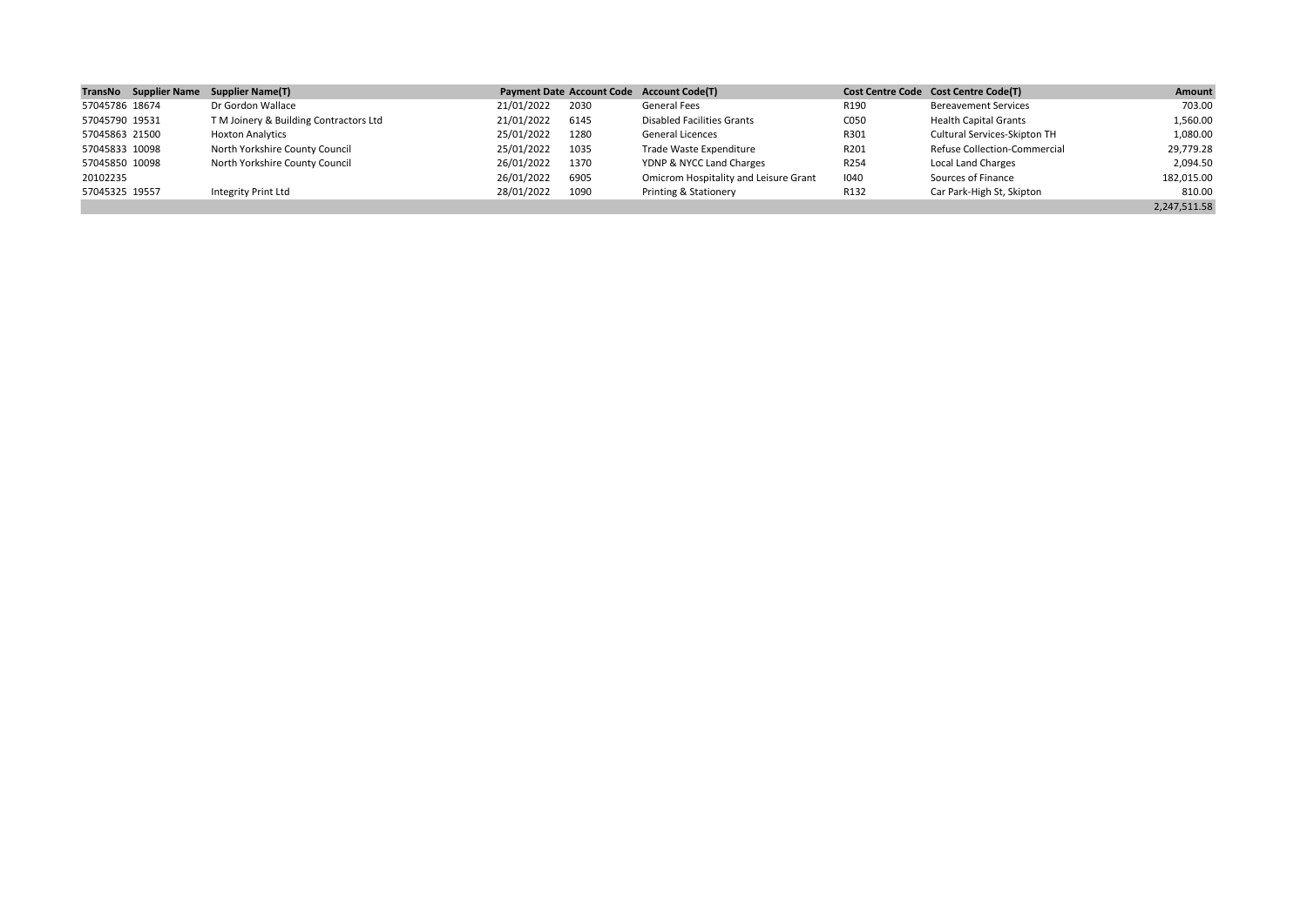| TransNo | Supplier Name | Supplier Name(T) | Payment Date | Account Code | Account Code(T) | Cost Centre Code | Cost Centre Code(T) | Amount |
|---|---|---|---|---|---|---|---|---|
| 57045786 | 18674 | Dr Gordon Wallace | 21/01/2022 | 2030 | General Fees | R190 | Bereavement Services | 703.00 |
| 57045790 | 19531 | T M Joinery & Building Contractors Ltd | 21/01/2022 | 6145 | Disabled Facilities Grants | C050 | Health Capital Grants | 1,560.00 |
| 57045863 | 21500 | Hoxton Analytics | 25/01/2022 | 1280 | General Licences | R301 | Cultural Services-Skipton TH | 1,080.00 |
| 57045833 | 10098 | North Yorkshire County Council | 25/01/2022 | 1035 | Trade Waste Expenditure | R201 | Refuse Collection-Commercial | 29,779.28 |
| 57045850 | 10098 | North Yorkshire County Council | 26/01/2022 | 1370 | YDNP & NYCC Land Charges | R254 | Local Land Charges | 2,094.50 |
| 20102235 | | | 26/01/2022 | 6905 | Omicron Hospitality and Leisure Grant | I040 | Sources of Finance | 182,015.00 |
| 57045325 | 19557 | Integrity Print Ltd | 28/01/2022 | 1090 | Printing & Stationery | R132 | Car Park-High St, Skipton | 810.00 |
| | | | | | | | | 2,247,511.58 |